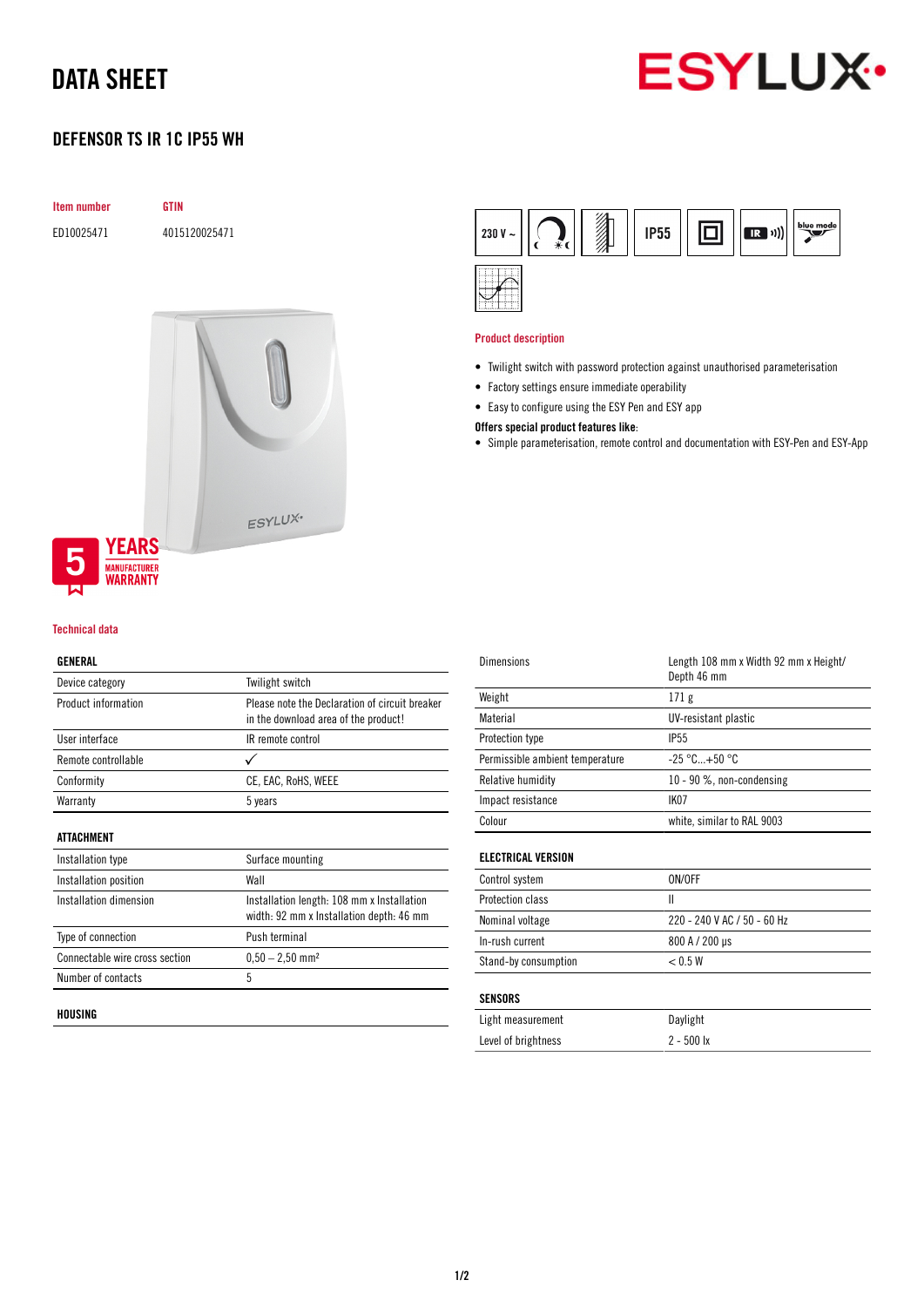# DATA SHEET

## DEFENSOR TS IR 1C IP55 WH

| Item number | GTIN |
|---|---|
| ED10025471 | 4015120025471 |

5 YEARS MANUFACTURER WARRANTY

230 V ~ | IP55 | blue mode

### Product description

- Twilight switch with password protection against unauthorised parameterisation
- Factory settings ensure immediate operability
- Easy to configure using the ESY Pen and ESY app

**Offers special product features like:**

- Simple parameterisation, remote control and documentation with ESY-Pen and ESY-App

### Technical data

| GENERAL | |
|---|---|
| Device category | Twilight switch |
| Product information | Please note the Declaration of circuit breaker in the download area of the product! |
| User interface | IR remote control |
| Remote controllable | ✓ |
| Conformity | CE, EAC, RoHS, WEEE |
| Warranty | 5 years |

| ATTACHMENT | |
|---|---|
| Installation type | Surface mounting |
| Installation position | Wall |
| Installation dimension | Installation length: 108 mm x Installation width: 92 mm x Installation depth: 46 mm |
| Type of connection | Push terminal |
| Connectable wire cross section | 0,50 – 2,50 mm² |
| Number of contacts | 5 |

| HOUSING | |
|---|---|
| Dimensions | Length 108 mm x Width 92 mm x Height/ Depth 46 mm |
| Weight | 171 g |
| Material | UV-resistant plastic |
| Protection type | IP55 |
| Permissible ambient temperature | -25 °C...+50 °C |
| Relative humidity | 10 - 90 %, non-condensing |
| Impact resistance | IK07 |
| Colour | white, similar to RAL 9003 |

| ELECTRICAL VERSION | |
|---|---|
| Control system | ON/OFF |
| Protection class | II |
| Nominal voltage | 220 - 240 V AC / 50 - 60 Hz |
| In-rush current | 800 A / 200 µs |
| Stand-by consumption | < 0.5 W |

| SENSORS | |
|---|---|
| Light measurement | Daylight |
| Level of brightness | 2 - 500 lx |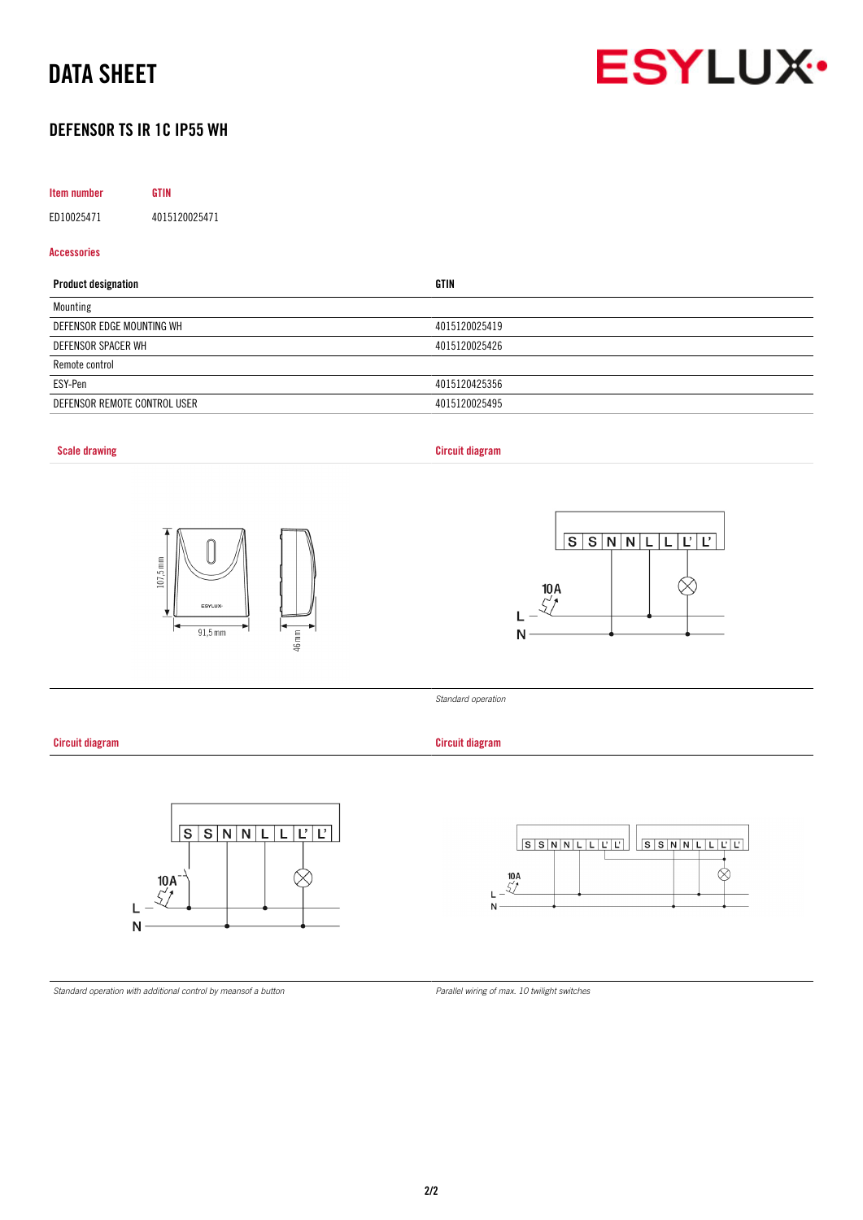# DATA SHEET

## DEFENSOR TS IR 1C IP55 WH

| Item number | GTIN |
|---|---|
| ED10025471 | 4015120025471 |

### Accessories

| Product designation | GTIN |
|---|---|
| Mounting | |
| DEFENSOR EDGE MOUNTING WH | 4015120025419 |
| DEFENSOR SPACER WH | 4015120025426 |
| Remote control | |
| ESY-Pen | 4015120425356 |
| DEFENSOR REMOTE CONTROL USER | 4015120025495 |

### Scale drawing

107,5 mm

91,5 mm

46 mm

### Circuit diagram

S S N N L L L' L'

10A

L

N

*Standard operation*

### Circuit diagram

S S N N L L L' L'

10A

L

N

*Standard operation with additional control by meansof a button*

### Circuit diagram

S S N N L L L' L'

S S N N L L L' L'

10A

L

N

*Parallel wiring of max. 10 twilight switches*